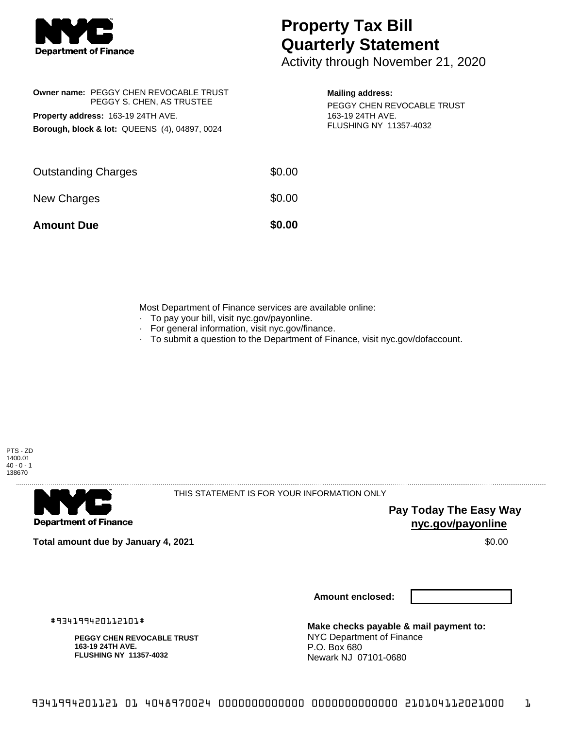# Property Tax Bill Quarterly Statement

Activity through November 21, 2020

**Owner name:** PEGGY CHEN REVOCABLE TRUST
PEGGY S. CHEN, AS TRUSTEE

**Property address:** 163-19 24TH AVE.

**Borough, block & lot:** QUEENS (4), 04897, 0024

**Mailing address:**
PEGGY CHEN REVOCABLE TRUST
163-19 24TH AVE.
FLUSHING NY 11357-4032

| | |
|---|---|
| Outstanding Charges | $0.00 |
| New Charges | $0.00 |
| **Amount Due** | **$0.00** |

Most Department of Finance services are available online:

- To pay your bill, visit nyc.gov/payonline.
- For general information, visit nyc.gov/finance.
- To submit a question to the Department of Finance, visit nyc.gov/dofaccount.

PTS - ZD
1400.01
40 - 0 - 1
138670

THIS STATEMENT IS FOR YOUR INFORMATION ONLY

**Pay Today The Easy Way**
**nyc.gov/payonline**

**Total amount due by January 4, 2021** $0.00

**Amount enclosed:**

#934199420112101#

**PEGGY CHEN REVOCABLE TRUST**
**163-19 24TH AVE.**
**FLUSHING NY 11357-4032**

**Make checks payable & mail payment to:**
NYC Department of Finance
P.O. Box 680
Newark NJ 07101-0680

9341994201121 01 4048970024 0000000000000 0000000000000 210104112021000 1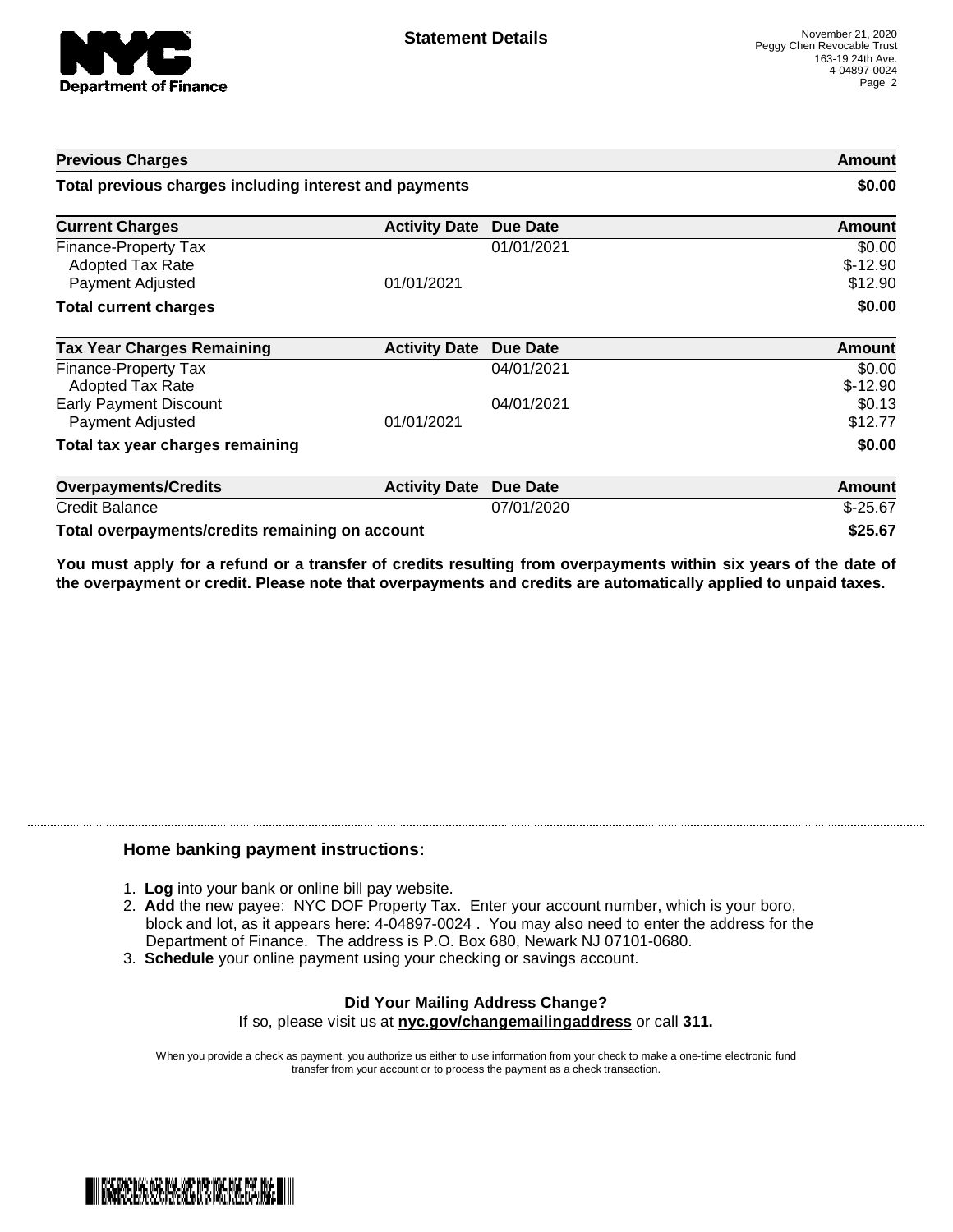# Statement Details

November 21, 2020
Peggy Chen Revocable Trust
163-19 24th Ave.
4-04897-0024

| Previous Charges | | | Amount |
|---|---|---|---|
| **Total previous charges including interest and payments** | | | **$0.00** |

| Current Charges | Activity Date | Due Date | Amount |
|---|---|---|---|
| Finance-Property Tax | | 01/01/2021 | $0.00 |
| Adopted Tax Rate | | | $-12.90 |
| Payment Adjusted | 01/01/2021 | | $12.90 |
| **Total current charges** | | | **$0.00** |

| Tax Year Charges Remaining | Activity Date | Due Date | Amount |
|---|---|---|---|
| Finance-Property Tax | | 04/01/2021 | $0.00 |
| Adopted Tax Rate | | | $-12.90 |
| Early Payment Discount | | 04/01/2021 | $0.13 |
| Payment Adjusted | 01/01/2021 | | $12.77 |
| **Total tax year charges remaining** | | | **$0.00** |

| Overpayments/Credits | Activity Date | Due Date | Amount |
|---|---|---|---|
| Credit Balance | | 07/01/2020 | $-25.67 |
| **Total overpayments/credits remaining on account** | | | **$25.67** |

**You must apply for a refund or a transfer of credits resulting from overpayments within six years of the date of the overpayment or credit. Please note that overpayments and credits are automatically applied to unpaid taxes.**

## Home banking payment instructions:

1. **Log** into your bank or online bill pay website.
2. **Add** the new payee: NYC DOF Property Tax. Enter your account number, which is your boro, block and lot, as it appears here: 4-04897-0024 . You may also need to enter the address for the Department of Finance. The address is P.O. Box 680, Newark NJ 07101-0680.
3. **Schedule** your online payment using your checking or savings account.

**Did Your Mailing Address Change?**

If so, please visit us at **nyc.gov/changemailingaddress** or call **311.**

When you provide a check as payment, you authorize us either to use information from your check to make a one-time electronic fund transfer from your account or to process the payment as a check transaction.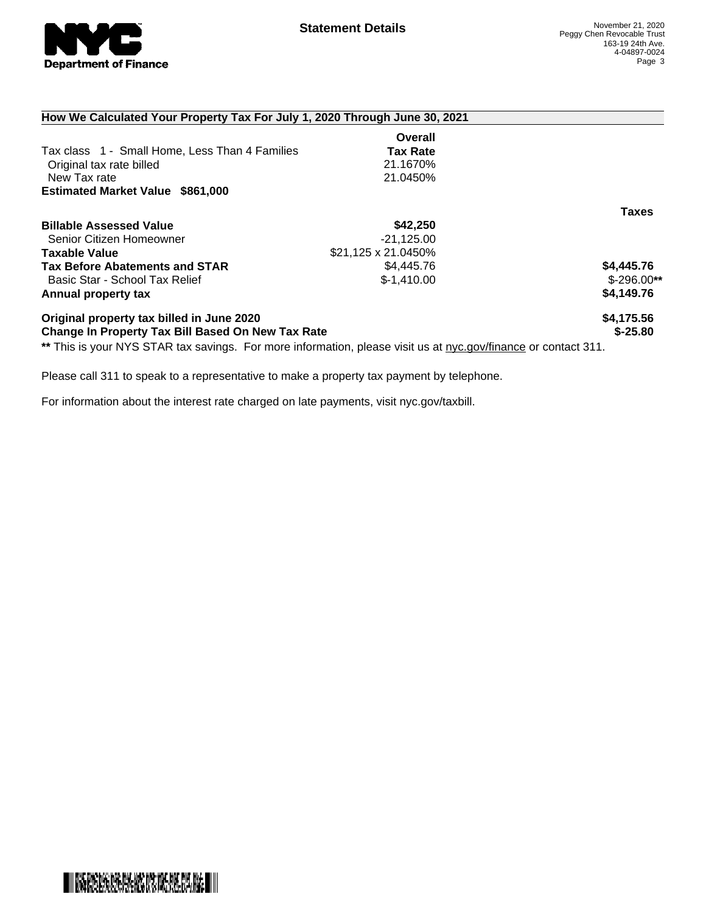## Statement Details

November 21, 2020
Peggy Chen Revocable Trust
163-19 24th Ave.
4-04897-0024

### How We Calculated Your Property Tax For July 1, 2020 Through June 30, 2021

| | Overall Tax Rate | |
|---|---|---|
| Tax class 1 - Small Home, Less Than 4 Families | | |
| Original tax rate billed | 21.1670% | |
| New Tax rate | 21.0450% | |
| **Estimated Market Value $861,000** | | |
| | | **Taxes** |
| **Billable Assessed Value** | **$42,250** | |
| Senior Citizen Homeowner | -21,125.00 | |
| **Taxable Value** | $21,125 x 21.0450% | |
| **Tax Before Abatements and STAR** | $4,445.76 | **$4,445.76** |
| Basic Star - School Tax Relief | $-1,410.00 | $-296.00** |
| **Annual property tax** | | **$4,149.76** |
| **Original property tax billed in June 2020** | | **$4,175.56** |
| **Change In Property Tax Bill Based On New Tax Rate** | | **$-25.80** |

** This is your NYS STAR tax savings. For more information, please visit us at nyc.gov/finance or contact 311.

Please call 311 to speak to a representative to make a property tax payment by telephone.

For information about the interest rate charged on late payments, visit nyc.gov/taxbill.